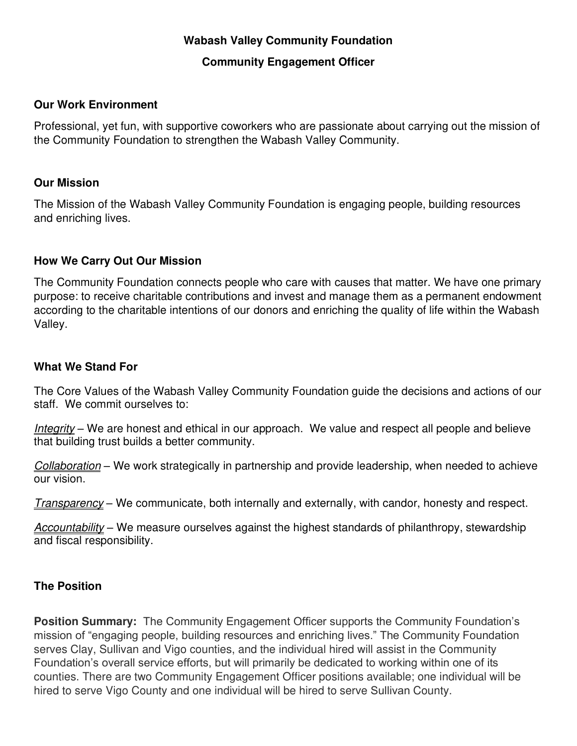# Wabash Valley Community Foundation

## Community Engagement Officer

### Our Work Environment

Professional, yet fun, with supportive coworkers who are passionate about carrying out the mission of the Community Foundation to strengthen the Wabash Valley Community.

### Our Mission

The Mission of the Wabash Valley Community Foundation is engaging people, building resources and enriching lives.

### How We Carry Out Our Mission

The Community Foundation connects people who care with causes that matter. We have one primary purpose: to receive charitable contributions and invest and manage them as a permanent endowment according to the charitable intentions of our donors and enriching the quality of life within the Wabash Valley.

### What We Stand For

The Core Values of the Wabash Valley Community Foundation guide the decisions and actions of our staff. We commit ourselves to:

*Integrity* – We are honest and ethical in our approach. We value and respect all people and believe that building trust builds a better community.

*Collaboration* – We work strategically in partnership and provide leadership, when needed to achieve our vision.

*Transparency* – We communicate, both internally and externally, with candor, honesty and respect.

*Accountability* – We measure ourselves against the highest standards of philanthropy, stewardship and fiscal responsibility.

### The Position

**Position Summary:** The Community Engagement Officer supports the Community Foundation's mission of "engaging people, building resources and enriching lives." The Community Foundation serves Clay, Sullivan and Vigo counties, and the individual hired will assist in the Community Foundation's overall service efforts, but will primarily be dedicated to working within one of its counties. There are two Community Engagement Officer positions available; one individual will be hired to serve Vigo County and one individual will be hired to serve Sullivan County.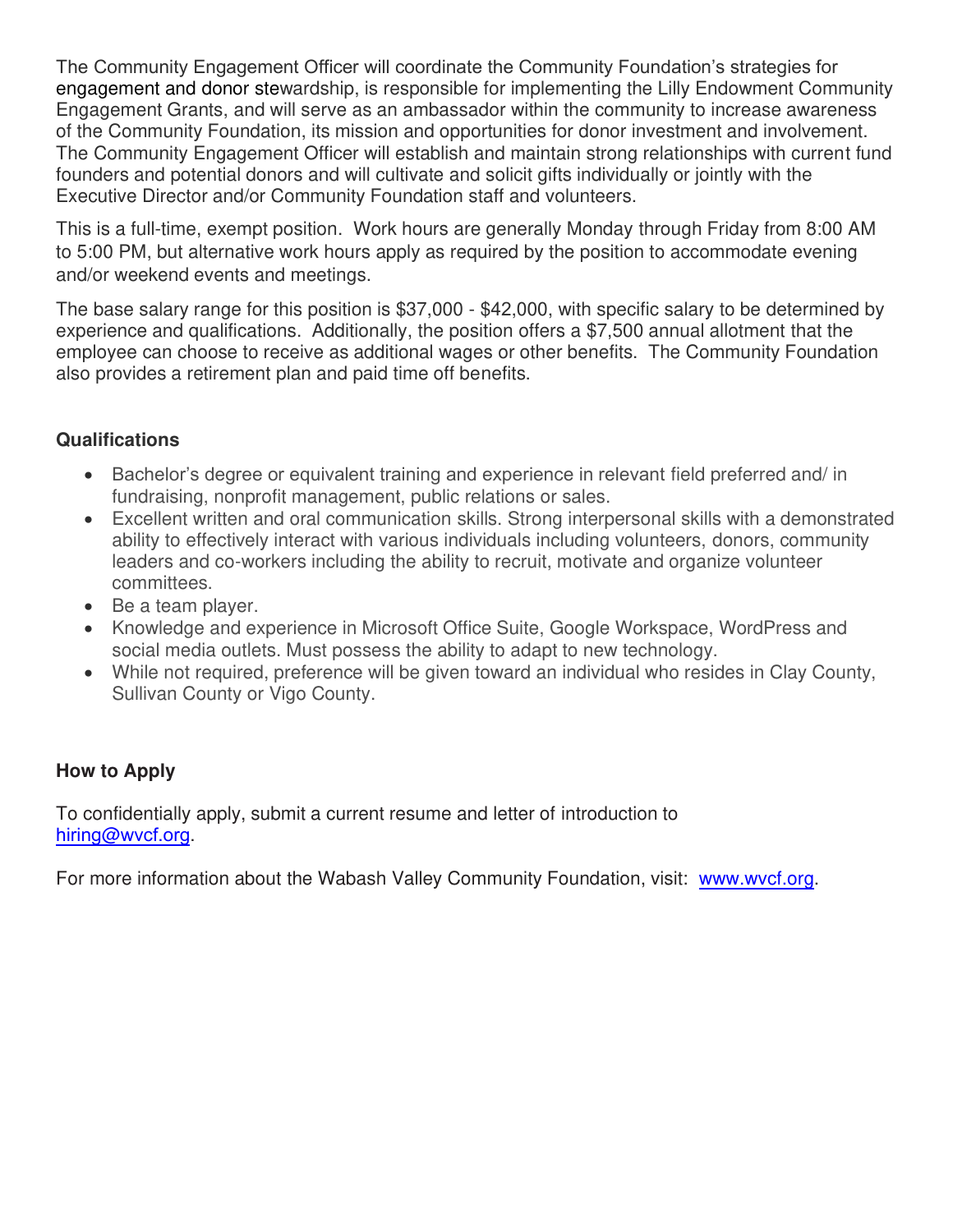The Community Engagement Officer will coordinate the Community Foundation's strategies for engagement and donor stewardship, is responsible for implementing the Lilly Endowment Community Engagement Grants, and will serve as an ambassador within the community to increase awareness of the Community Foundation, its mission and opportunities for donor investment and involvement. The Community Engagement Officer will establish and maintain strong relationships with current fund founders and potential donors and will cultivate and solicit gifts individually or jointly with the Executive Director and/or Community Foundation staff and volunteers.

This is a full-time, exempt position. Work hours are generally Monday through Friday from 8:00 AM to 5:00 PM, but alternative work hours apply as required by the position to accommodate evening and/or weekend events and meetings.

The base salary range for this position is $37,000 - $42,000, with specific salary to be determined by experience and qualifications. Additionally, the position offers a $7,500 annual allotment that the employee can choose to receive as additional wages or other benefits. The Community Foundation also provides a retirement plan and paid time off benefits.

**Qualifications**

- Bachelor's degree or equivalent training and experience in relevant field preferred and/ in fundraising, nonprofit management, public relations or sales.
- Excellent written and oral communication skills. Strong interpersonal skills with a demonstrated ability to effectively interact with various individuals including volunteers, donors, community leaders and co-workers including the ability to recruit, motivate and organize volunteer committees.
- Be a team player.
- Knowledge and experience in Microsoft Office Suite, Google Workspace, WordPress and social media outlets. Must possess the ability to adapt to new technology.
- While not required, preference will be given toward an individual who resides in Clay County, Sullivan County or Vigo County.

**How to Apply**

To confidentially apply, submit a current resume and letter of introduction to hiring@wvcf.org.

For more information about the Wabash Valley Community Foundation, visit: www.wvcf.org.